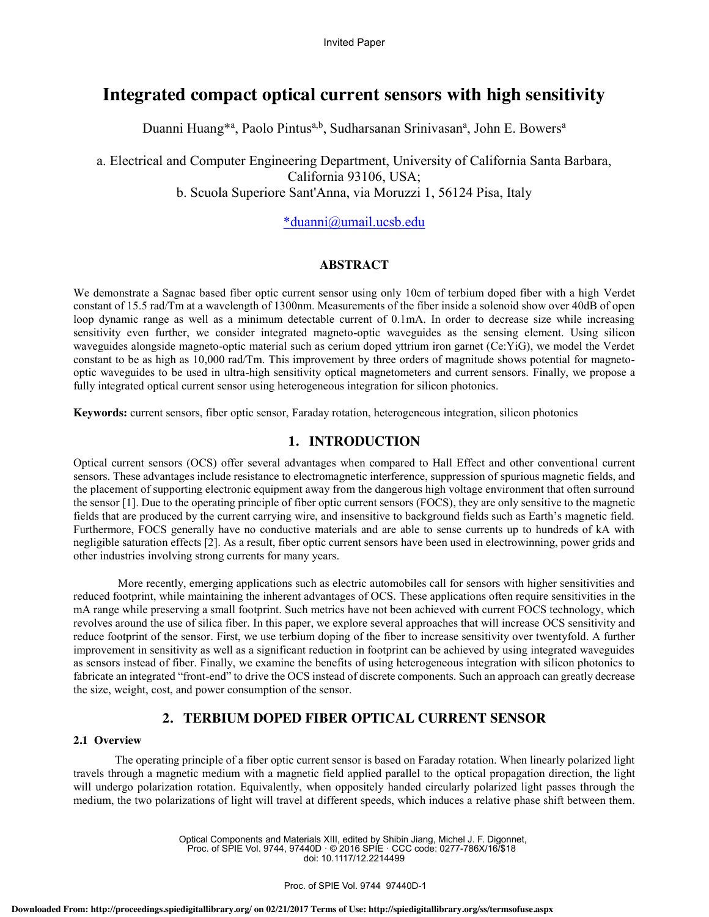Invited Paper

# Integrated compact optical current sensors with high sensitivity

Duanni Huang*[a], Paolo Pintus[a,b], Sudharsanan Srinivasan[a], John E. Bowers[a]

a. Electrical and Computer Engineering Department, University of California Santa Barbara, California 93106, USA;
b. Scuola Superiore Sant'Anna, via Moruzzi 1, 56124 Pisa, Italy

*duanni@umail.ucsb.edu

## ABSTRACT

We demonstrate a Sagnac based fiber optic current sensor using only 10cm of terbium doped fiber with a high Verdet constant of 15.5 rad/Tm at a wavelength of 1300nm. Measurements of the fiber inside a solenoid show over 40dB of open loop dynamic range as well as a minimum detectable current of 0.1mA. In order to decrease size while increasing sensitivity even further, we consider integrated magneto-optic waveguides as the sensing element. Using silicon waveguides alongside magneto-optic material such as cerium doped yttrium iron garnet (Ce:YiG), we model the Verdet constant to be as high as 10,000 rad/Tm. This improvement by three orders of magnitude shows potential for magneto-optic waveguides to be used in ultra-high sensitivity optical magnetometers and current sensors. Finally, we propose a fully integrated optical current sensor using heterogeneous integration for silicon photonics.

**Keywords:** current sensors, fiber optic sensor, Faraday rotation, heterogeneous integration, silicon photonics

## 1. INTRODUCTION

Optical current sensors (OCS) offer several advantages when compared to Hall Effect and other conventional current sensors. These advantages include resistance to electromagnetic interference, suppression of spurious magnetic fields, and the placement of supporting electronic equipment away from the dangerous high voltage environment that often surround the sensor [1]. Due to the operating principle of fiber optic current sensors (FOCS), they are only sensitive to the magnetic fields that are produced by the current carrying wire, and insensitive to background fields such as Earth's magnetic field. Furthermore, FOCS generally have no conductive materials and are able to sense currents up to hundreds of kA with negligible saturation effects [2]. As a result, fiber optic current sensors have been used in electrowinning, power grids and other industries involving strong currents for many years.

More recently, emerging applications such as electric automobiles call for sensors with higher sensitivities and reduced footprint, while maintaining the inherent advantages of OCS. These applications often require sensitivities in the mA range while preserving a small footprint. Such metrics have not been achieved with current FOCS technology, which revolves around the use of silica fiber. In this paper, we explore several approaches that will increase OCS sensitivity and reduce footprint of the sensor. First, we use terbium doping of the fiber to increase sensitivity over twentyfold. A further improvement in sensitivity as well as a significant reduction in footprint can be achieved by using integrated waveguides as sensors instead of fiber. Finally, we examine the benefits of using heterogeneous integration with silicon photonics to fabricate an integrated "front-end" to drive the OCS instead of discrete components. Such an approach can greatly decrease the size, weight, cost, and power consumption of the sensor.

## 2. TERBIUM DOPED FIBER OPTICAL CURRENT SENSOR

### 2.1 Overview

The operating principle of a fiber optic current sensor is based on Faraday rotation. When linearly polarized light travels through a magnetic medium with a magnetic field applied parallel to the optical propagation direction, the light will undergo polarization rotation. Equivalently, when oppositely handed circularly polarized light passes through the medium, the two polarizations of light will travel at different speeds, which induces a relative phase shift between them.

Optical Components and Materials XIII, edited by Shibin Jiang, Michel J. F. Digonnet, Proc. of SPIE Vol. 9744, 97440D · © 2016 SPIE · CCC code: 0277-786X/16/$18 doi: 10.1117/12.2214499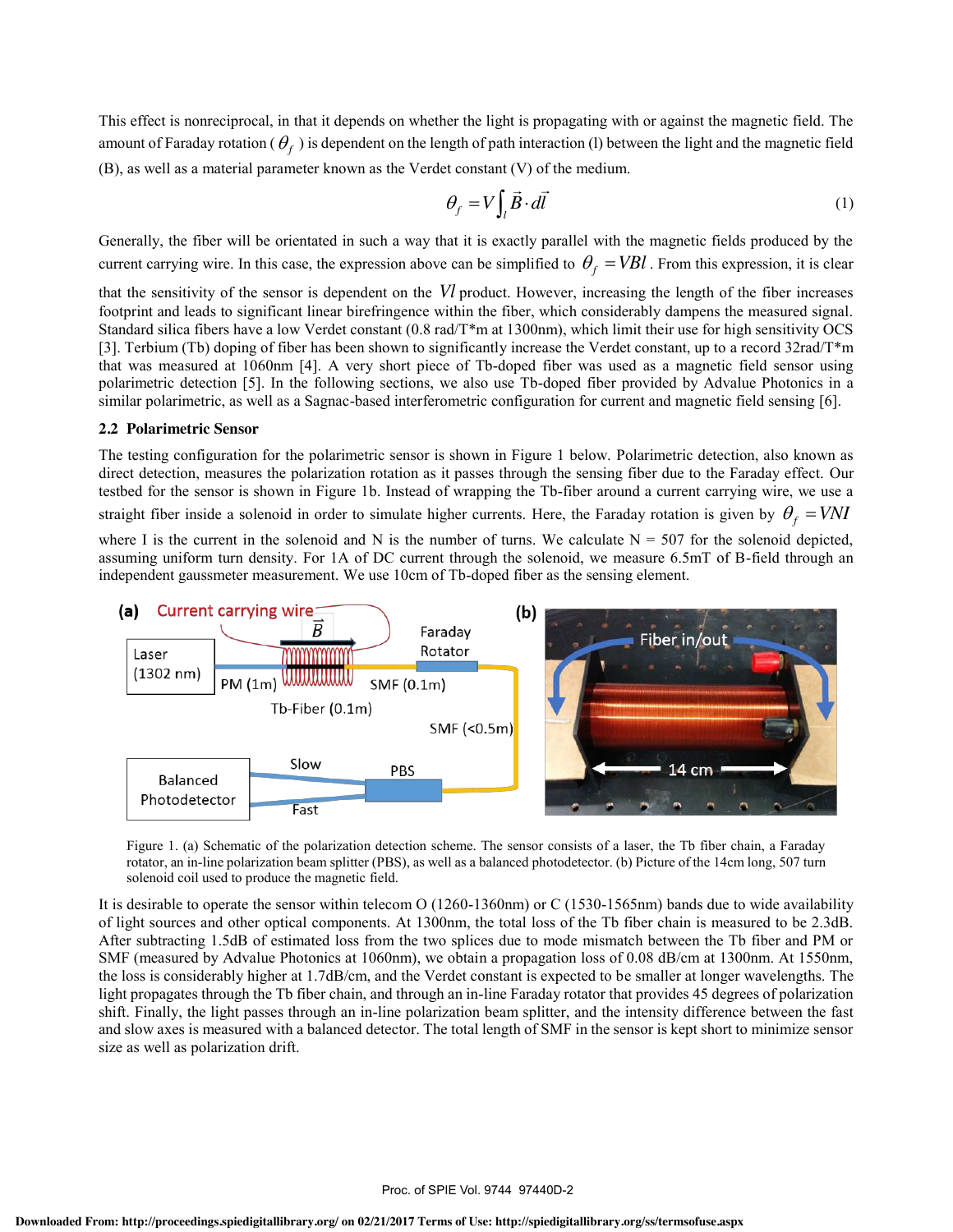This effect is nonreciprocal, in that it depends on whether the light is propagating with or against the magnetic field. The amount of Faraday rotation ($\theta_f$) is dependent on the length of path interaction (l) between the light and the magnetic field (B), as well as a material parameter known as the Verdet constant (V) of the medium.

$$\theta_f = V\int_l \vec{B}\cdot d\vec{l} \tag{1}$$

Generally, the fiber will be orientated in such a way that it is exactly parallel with the magnetic fields produced by the current carrying wire. In this case, the expression above can be simplified to $\theta_f = VBl$. From this expression, it is clear that the sensitivity of the sensor is dependent on the $Vl$ product. However, increasing the length of the fiber increases footprint and leads to significant linear birefringence within the fiber, which considerably dampens the measured signal. Standard silica fibers have a low Verdet constant (0.8 rad/T*m at 1300nm), which limit their use for high sensitivity OCS [3]. Terbium (Tb) doping of fiber has been shown to significantly increase the Verdet constant, up to a record 32rad/T*m that was measured at 1060nm [4]. A very short piece of Tb-doped fiber was used as a magnetic field sensor using polarimetric detection [5]. In the following sections, we also use Tb-doped fiber provided by Advalue Photonics in a similar polarimetric, as well as a Sagnac-based interferometric configuration for current and magnetic field sensing [6].

### 2.2 Polarimetric Sensor

The testing configuration for the polarimetric sensor is shown in Figure 1 below. Polarimetric detection, also known as direct detection, measures the polarization rotation as it passes through the sensing fiber due to the Faraday effect. Our testbed for the sensor is shown in Figure 1b. Instead of wrapping the Tb-fiber around a current carrying wire, we use a straight fiber inside a solenoid in order to simulate higher currents. Here, the Faraday rotation is given by $\theta_f = VNI$ where I is the current in the solenoid and N is the number of turns. We calculate N = 507 for the solenoid depicted, assuming uniform turn density. For 1A of DC current through the solenoid, we measure 6.5mT of B-field through an independent gaussmeter measurement. We use 10cm of Tb-doped fiber as the sensing element.

Figure 1. (a) Schematic of the polarization detection scheme. The sensor consists of a laser, the Tb fiber chain, a Faraday rotator, an in-line polarization beam splitter (PBS), as well as a balanced photodetector. (b) Picture of the 14cm long, 507 turn solenoid coil used to produce the magnetic field.

It is desirable to operate the sensor within telecom O (1260-1360nm) or C (1530-1565nm) bands due to wide availability of light sources and other optical components. At 1300nm, the total loss of the Tb fiber chain is measured to be 2.3dB. After subtracting 1.5dB of estimated loss from the two splices due to mode mismatch between the Tb fiber and PM or SMF (measured by Advalue Photonics at 1060nm), we obtain a propagation loss of 0.08 dB/cm at 1300nm. At 1550nm, the loss is considerably higher at 1.7dB/cm, and the Verdet constant is expected to be smaller at longer wavelengths. The light propagates through the Tb fiber chain, and through an in-line Faraday rotator that provides 45 degrees of polarization shift. Finally, the light passes through an in-line polarization beam splitter, and the intensity difference between the fast and slow axes is measured with a balanced detector. The total length of SMF in the sensor is kept short to minimize sensor size as well as polarization drift.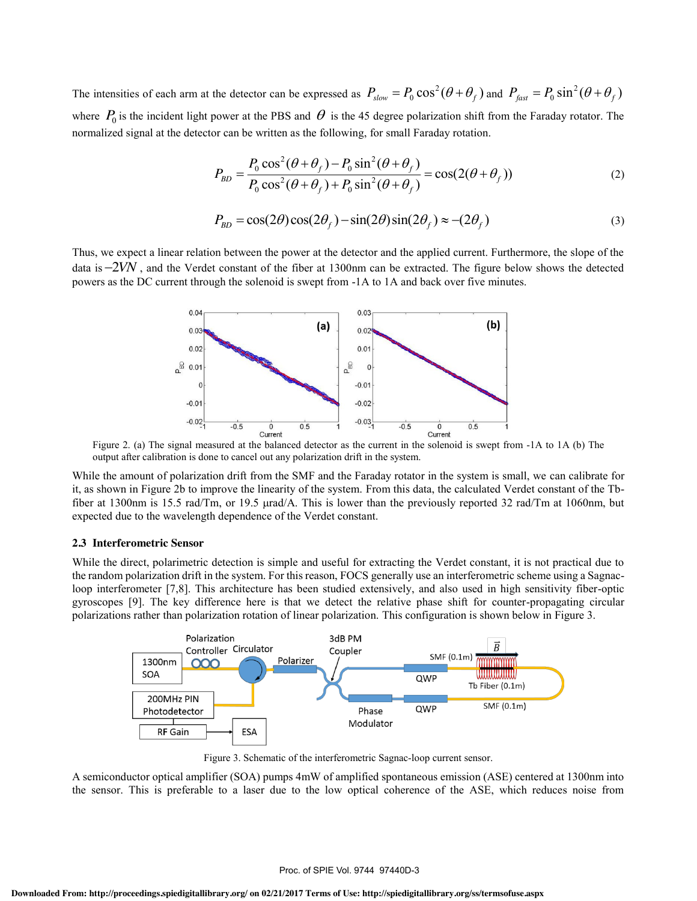The intensities of each arm at the detector can be expressed as $P_{slow} = P_0 \cos^2(\theta + \theta_f)$ and $P_{fast} = P_0 \sin^2(\theta + \theta_f)$ where $P_0$ is the incident light power at the PBS and $\theta$ is the 45 degree polarization shift from the Faraday rotator. The normalized signal at the detector can be written as the following, for small Faraday rotation.

$$P_{BD} = \frac{P_0 \cos^2(\theta + \theta_f) - P_0 \sin^2(\theta + \theta_f)}{P_0 \cos^2(\theta + \theta_f) + P_0 \sin^2(\theta + \theta_f)} = \cos(2(\theta + \theta_f)) \tag{2}$$

$$P_{BD} = \cos(2\theta)\cos(2\theta_f) - \sin(2\theta)\sin(2\theta_f) \approx -(2\theta_f) \tag{3}$$

Thus, we expect a linear relation between the power at the detector and the applied current. Furthermore, the slope of the data is $-2VN$, and the Verdet constant of the fiber at 1300nm can be extracted. The figure below shows the detected powers as the DC current through the solenoid is swept from -1A to 1A and back over five minutes.

Figure 2. (a) The signal measured at the balanced detector as the current in the solenoid is swept from -1A to 1A (b) The output after calibration is done to cancel out any polarization drift in the system.

While the amount of polarization drift from the SMF and the Faraday rotator in the system is small, we can calibrate for it, as shown in Figure 2b to improve the linearity of the system. From this data, the calculated Verdet constant of the Tb-fiber at 1300nm is 15.5 rad/Tm, or 19.5 µrad/A. This is lower than the previously reported 32 rad/Tm at 1060nm, but expected due to the wavelength dependence of the Verdet constant.

### 2.3 Interferometric Sensor

While the direct, polarimetric detection is simple and useful for extracting the Verdet constant, it is not practical due to the random polarization drift in the system. For this reason, FOCS generally use an interferometric scheme using a Sagnac-loop interferometer [7,8]. This architecture has been studied extensively, and also used in high sensitivity fiber-optic gyroscopes [9]. The key difference here is that we detect the relative phase shift for counter-propagating circular polarizations rather than polarization rotation of linear polarization. This configuration is shown below in Figure 3.

Figure 3. Schematic of the interferometric Sagnac-loop current sensor.

A semiconductor optical amplifier (SOA) pumps 4mW of amplified spontaneous emission (ASE) centered at 1300nm into the sensor. This is preferable to a laser due to the low optical coherence of the ASE, which reduces noise from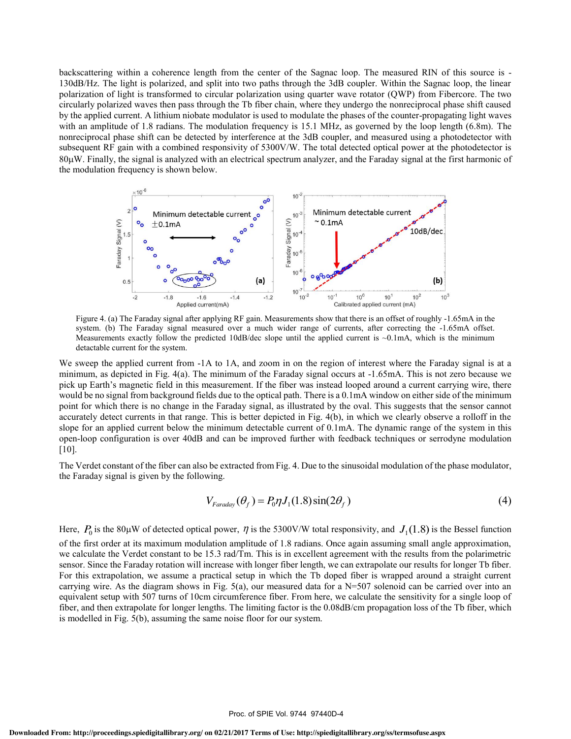backscattering within a coherence length from the center of the Sagnac loop. The measured RIN of this source is -130dB/Hz. The light is polarized, and split into two paths through the 3dB coupler. Within the Sagnac loop, the linear polarization of light is transformed to circular polarization using quarter wave rotator (QWP) from Fibercore. The two circularly polarized waves then pass through the Tb fiber chain, where they undergo the nonreciprocal phase shift caused by the applied current. A lithium niobate modulator is used to modulate the phases of the counter-propagating light waves with an amplitude of 1.8 radians. The modulation frequency is 15.1 MHz, as governed by the loop length (6.8m). The nonreciprocal phase shift can be detected by interference at the 3dB coupler, and measured using a photodetector with subsequent RF gain with a combined responsivity of 5300V/W. The total detected optical power at the photodetector is 80μW. Finally, the signal is analyzed with an electrical spectrum analyzer, and the Faraday signal at the first harmonic of the modulation frequency is shown below.

Figure 4. (a) The Faraday signal after applying RF gain. Measurements show that there is an offset of roughly -1.65mA in the system. (b) The Faraday signal measured over a much wider range of currents, after correcting the -1.65mA offset. Measurements exactly follow the predicted 10dB/dec slope until the applied current is ~0.1mA, which is the minimum detectable current for the system.

We sweep the applied current from -1A to 1A, and zoom in on the region of interest where the Faraday signal is at a minimum, as depicted in Fig. 4(a). The minimum of the Faraday signal occurs at -1.65mA. This is not zero because we pick up Earth's magnetic field in this measurement. If the fiber was instead looped around a current carrying wire, there would be no signal from background fields due to the optical path. There is a 0.1mA window on either side of the minimum point for which there is no change in the Faraday signal, as illustrated by the oval. This suggests that the sensor cannot accurately detect currents in that range. This is better depicted in Fig. 4(b), in which we clearly observe a rolloff in the slope for an applied current below the minimum detectable current of 0.1mA. The dynamic range of the system in this open-loop configuration is over 40dB and can be improved further with feedback techniques or serrodyne modulation [10].

The Verdet constant of the fiber can also be extracted from Fig. 4. Due to the sinusoidal modulation of the phase modulator, the Faraday signal is given by the following.

$$V_{Faraday}(\theta_f) = P_0 \eta J_1(1.8)\sin(2\theta_f) \tag{4}$$

Here, $P_0$ is the 80μW of detected optical power, $\eta$ is the 5300V/W total responsivity, and $J_1(1.8)$ is the Bessel function of the first order at its maximum modulation amplitude of 1.8 radians. Once again assuming small angle approximation, we calculate the Verdet constant to be 15.3 rad/Tm. This is in excellent agreement with the results from the polarimetric sensor. Since the Faraday rotation will increase with longer fiber length, we can extrapolate our results for longer Tb fiber. For this extrapolation, we assume a practical setup in which the Tb doped fiber is wrapped around a straight current carrying wire. As the diagram shows in Fig. 5(a), our measured data for a N=507 solenoid can be carried over into an equivalent setup with 507 turns of 10cm circumference fiber. From here, we calculate the sensitivity for a single loop of fiber, and then extrapolate for longer lengths. The limiting factor is the 0.08dB/cm propagation loss of the Tb fiber, which is modelled in Fig. 5(b), assuming the same noise floor for our system.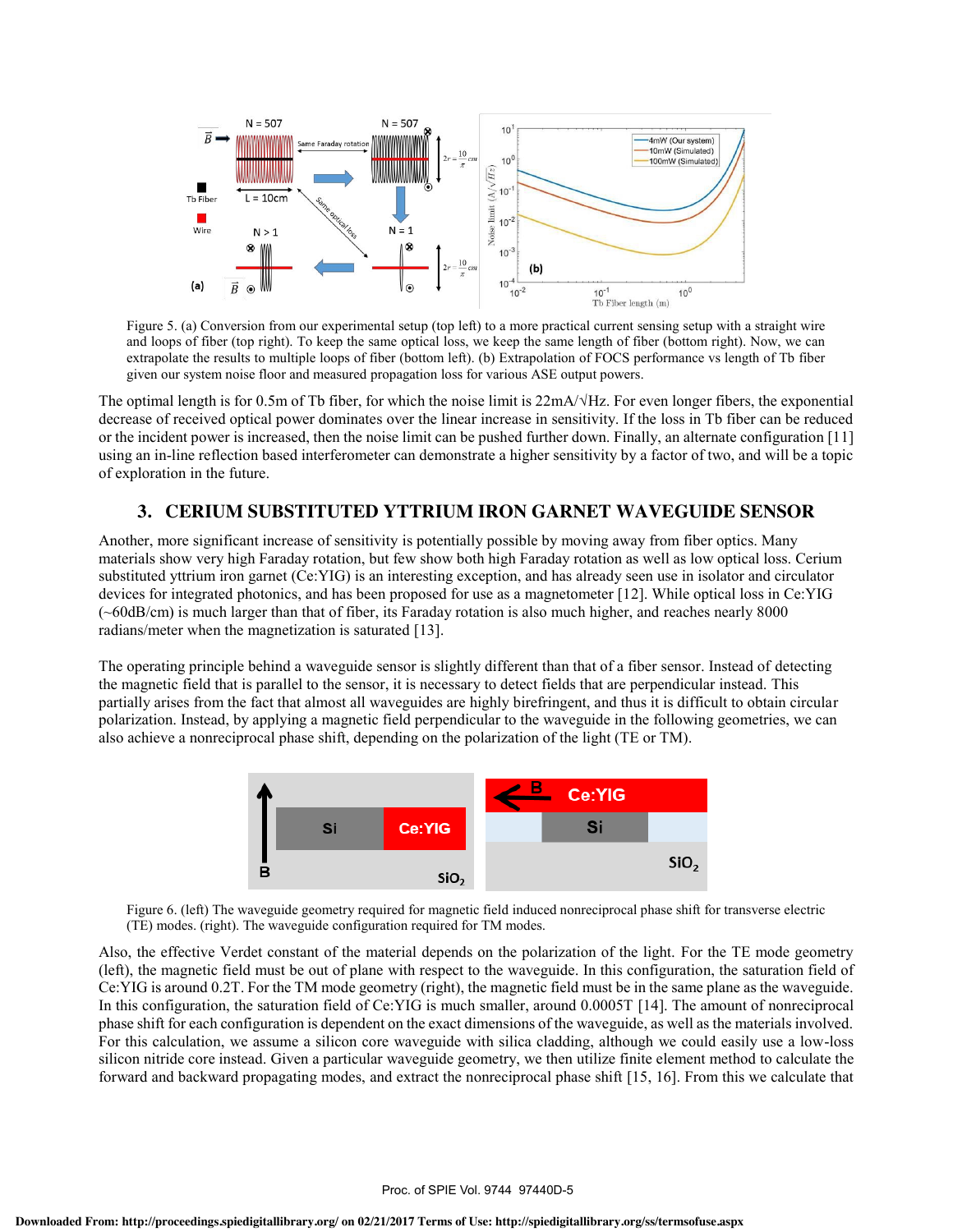Figure 5. (a) Conversion from our experimental setup (top left) to a more practical current sensing setup with a straight wire and loops of fiber (top right). To keep the same optical loss, we keep the same length of fiber (bottom right). Now, we can extrapolate the results to multiple loops of fiber (bottom left). (b) Extrapolation of FOCS performance vs length of Tb fiber given our system noise floor and measured propagation loss for various ASE output powers.

The optimal length is for 0.5m of Tb fiber, for which the noise limit is 22mA/√Hz. For even longer fibers, the exponential decrease of received optical power dominates over the linear increase in sensitivity. If the loss in Tb fiber can be reduced or the incident power is increased, then the noise limit can be pushed further down. Finally, an alternate configuration [11] using an in-line reflection based interferometer can demonstrate a higher sensitivity by a factor of two, and will be a topic of exploration in the future.

## 3. CERIUM SUBSTITUTED YTTRIUM IRON GARNET WAVEGUIDE SENSOR

Another, more significant increase of sensitivity is potentially possible by moving away from fiber optics. Many materials show very high Faraday rotation, but few show both high Faraday rotation as well as low optical loss. Cerium substituted yttrium iron garnet (Ce:YIG) is an interesting exception, and has already seen use in isolator and circulator devices for integrated photonics, and has been proposed for use as a magnetometer [12]. While optical loss in Ce:YIG (~60dB/cm) is much larger than that of fiber, its Faraday rotation is also much higher, and reaches nearly 8000 radians/meter when the magnetization is saturated [13].

The operating principle behind a waveguide sensor is slightly different than that of a fiber sensor. Instead of detecting the magnetic field that is parallel to the sensor, it is necessary to detect fields that are perpendicular instead. This partially arises from the fact that almost all waveguides are highly birefringent, and thus it is difficult to obtain circular polarization. Instead, by applying a magnetic field perpendicular to the waveguide in the following geometries, we can also achieve a nonreciprocal phase shift, depending on the polarization of the light (TE or TM).

Figure 6. (left) The waveguide geometry required for magnetic field induced nonreciprocal phase shift for transverse electric (TE) modes. (right). The waveguide configuration required for TM modes.

Also, the effective Verdet constant of the material depends on the polarization of the light. For the TE mode geometry (left), the magnetic field must be out of plane with respect to the waveguide. In this configuration, the saturation field of Ce:YIG is around 0.2T. For the TM mode geometry (right), the magnetic field must be in the same plane as the waveguide. In this configuration, the saturation field of Ce:YIG is much smaller, around 0.0005T [14]. The amount of nonreciprocal phase shift for each configuration is dependent on the exact dimensions of the waveguide, as well as the materials involved. For this calculation, we assume a silicon core waveguide with silica cladding, although we could easily use a low-loss silicon nitride core instead. Given a particular waveguide geometry, we then utilize finite element method to calculate the forward and backward propagating modes, and extract the nonreciprocal phase shift [15, 16]. From this we calculate that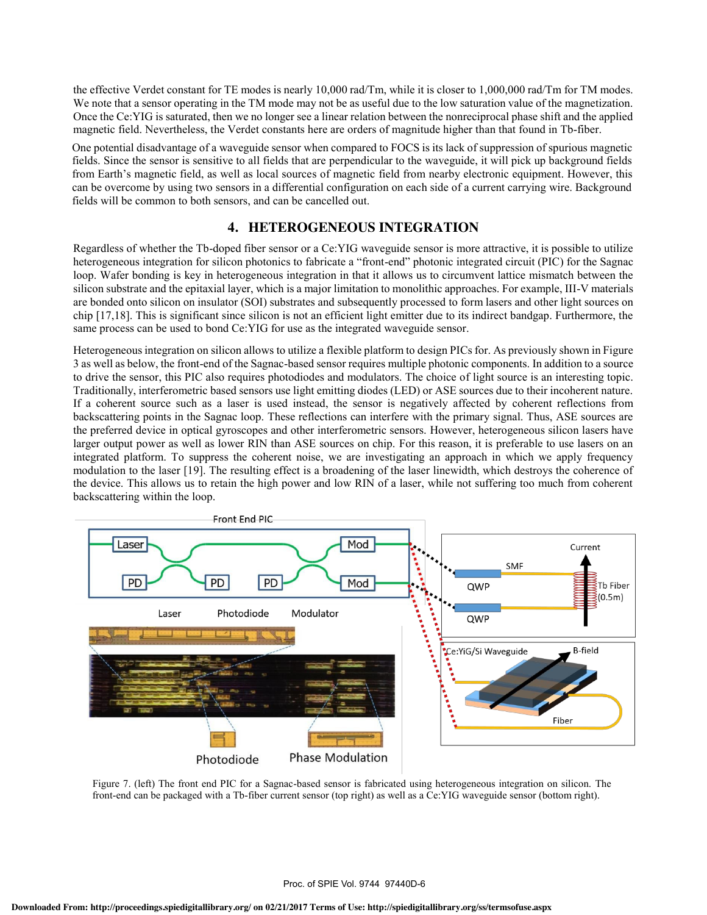the effective Verdet constant for TE modes is nearly 10,000 rad/Tm, while it is closer to 1,000,000 rad/Tm for TM modes. We note that a sensor operating in the TM mode may not be as useful due to the low saturation value of the magnetization. Once the Ce:YIG is saturated, then we no longer see a linear relation between the nonreciprocal phase shift and the applied magnetic field. Nevertheless, the Verdet constants here are orders of magnitude higher than that found in Tb-fiber.

One potential disadvantage of a waveguide sensor when compared to FOCS is its lack of suppression of spurious magnetic fields. Since the sensor is sensitive to all fields that are perpendicular to the waveguide, it will pick up background fields from Earth's magnetic field, as well as local sources of magnetic field from nearby electronic equipment. However, this can be overcome by using two sensors in a differential configuration on each side of a current carrying wire. Background fields will be common to both sensors, and can be cancelled out.

## 4. HETEROGENEOUS INTEGRATION

Regardless of whether the Tb-doped fiber sensor or a Ce:YIG waveguide sensor is more attractive, it is possible to utilize heterogeneous integration for silicon photonics to fabricate a "front-end" photonic integrated circuit (PIC) for the Sagnac loop. Wafer bonding is key in heterogeneous integration in that it allows us to circumvent lattice mismatch between the silicon substrate and the epitaxial layer, which is a major limitation to monolithic approaches. For example, III-V materials are bonded onto silicon on insulator (SOI) substrates and subsequently processed to form lasers and other light sources on chip [17,18]. This is significant since silicon is not an efficient light emitter due to its indirect bandgap. Furthermore, the same process can be used to bond Ce:YIG for use as the integrated waveguide sensor.

Heterogeneous integration on silicon allows to utilize a flexible platform to design PICs for. As previously shown in Figure 3 as well as below, the front-end of the Sagnac-based sensor requires multiple photonic components. In addition to a source to drive the sensor, this PIC also requires photodiodes and modulators. The choice of light source is an interesting topic. Traditionally, interferometric based sensors use light emitting diodes (LED) or ASE sources due to their incoherent nature. If a coherent source such as a laser is used instead, the sensor is negatively affected by coherent reflections from backscattering points in the Sagnac loop. These reflections can interfere with the primary signal. Thus, ASE sources are the preferred device in optical gyroscopes and other interferometric sensors. However, heterogeneous silicon lasers have larger output power as well as lower RIN than ASE sources on chip. For this reason, it is preferable to use lasers on an integrated platform. To suppress the coherent noise, we are investigating an approach in which we apply frequency modulation to the laser [19]. The resulting effect is a broadening of the laser linewidth, which destroys the coherence of the device. This allows us to retain the high power and low RIN of a laser, while not suffering too much from coherent backscattering within the loop.

Figure 7. (left) The front end PIC for a Sagnac-based sensor is fabricated using heterogeneous integration on silicon. The front-end can be packaged with a Tb-fiber current sensor (top right) as well as a Ce:YIG waveguide sensor (bottom right).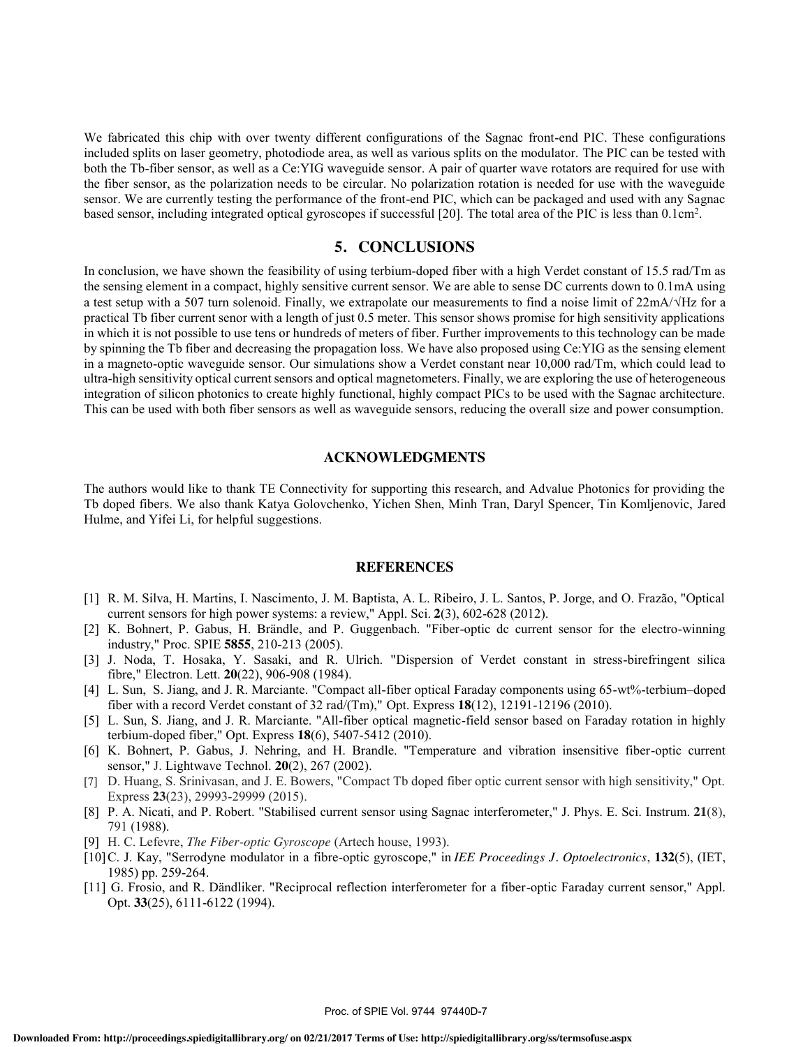We fabricated this chip with over twenty different configurations of the Sagnac front-end PIC. These configurations included splits on laser geometry, photodiode area, as well as various splits on the modulator. The PIC can be tested with both the Tb-fiber sensor, as well as a Ce:YIG waveguide sensor. A pair of quarter wave rotators are required for use with the fiber sensor, as the polarization needs to be circular. No polarization rotation is needed for use with the waveguide sensor. We are currently testing the performance of the front-end PIC, which can be packaged and used with any Sagnac based sensor, including integrated optical gyroscopes if successful [20]. The total area of the PIC is less than $0.1cm^2$.

## 5. CONCLUSIONS

In conclusion, we have shown the feasibility of using terbium-doped fiber with a high Verdet constant of 15.5 rad/Tm as the sensing element in a compact, highly sensitive current sensor. We are able to sense DC currents down to 0.1mA using a test setup with a 507 turn solenoid. Finally, we extrapolate our measurements to find a noise limit of 22mA/√Hz for a practical Tb fiber current senor with a length of just 0.5 meter. This sensor shows promise for high sensitivity applications in which it is not possible to use tens or hundreds of meters of fiber. Further improvements to this technology can be made by spinning the Tb fiber and decreasing the propagation loss. We have also proposed using Ce:YIG as the sensing element in a magneto-optic waveguide sensor. Our simulations show a Verdet constant near 10,000 rad/Tm, which could lead to ultra-high sensitivity optical current sensors and optical magnetometers. Finally, we are exploring the use of heterogeneous integration of silicon photonics to create highly functional, highly compact PICs to be used with the Sagnac architecture. This can be used with both fiber sensors as well as waveguide sensors, reducing the overall size and power consumption.

## ACKNOWLEDGMENTS

The authors would like to thank TE Connectivity for supporting this research, and Advalue Photonics for providing the Tb doped fibers. We also thank Katya Golovchenko, Yichen Shen, Minh Tran, Daryl Spencer, Tin Komljenovic, Jared Hulme, and Yifei Li, for helpful suggestions.

## REFERENCES

[1] R. M. Silva, H. Martins, I. Nascimento, J. M. Baptista, A. L. Ribeiro, J. L. Santos, P. Jorge, and O. Frazão, "Optical current sensors for high power systems: a review," Appl. Sci. **2**(3), 602-628 (2012).

[2] K. Bohnert, P. Gabus, H. Brändle, and P. Guggenbach. "Fiber-optic dc current sensor for the electro-winning industry," Proc. SPIE **5855**, 210-213 (2005).

[3] J. Noda, T. Hosaka, Y. Sasaki, and R. Ulrich. "Dispersion of Verdet constant in stress-birefringent silica fibre," Electron. Lett. **20**(22), 906-908 (1984).

[4] L. Sun, S. Jiang, and J. R. Marciante. "Compact all-fiber optical Faraday components using 65-wt%-terbium–doped fiber with a record Verdet constant of 32 rad/(Tm)," Opt. Express **18**(12), 12191-12196 (2010).

[5] L. Sun, S. Jiang, and J. R. Marciante. "All-fiber optical magnetic-field sensor based on Faraday rotation in highly terbium-doped fiber," Opt. Express **18**(6), 5407-5412 (2010).

[6] K. Bohnert, P. Gabus, J. Nehring, and H. Brandle. "Temperature and vibration insensitive fiber-optic current sensor," J. Lightwave Technol. **20**(2), 267 (2002).

[7] D. Huang, S. Srinivasan, and J. E. Bowers, "Compact Tb doped fiber optic current sensor with high sensitivity," Opt. Express **23**(23), 29993-29999 (2015).

[8] P. A. Nicati, and P. Robert. "Stabilised current sensor using Sagnac interferometer," J. Phys. E. Sci. Instrum. **21**(8), 791 (1988).

[9] H. C. Lefevre, *The Fiber-optic Gyroscope* (Artech house, 1993).

[10] C. J. Kay, "Serrodyne modulator in a fibre-optic gyroscope," in *IEE Proceedings J. Optoelectronics*, **132**(5), (IET, 1985) pp. 259-264.

[11] G. Frosio, and R. Dändliker. "Reciprocal reflection interferometer for a fiber-optic Faraday current sensor," Appl. Opt. **33**(25), 6111-6122 (1994).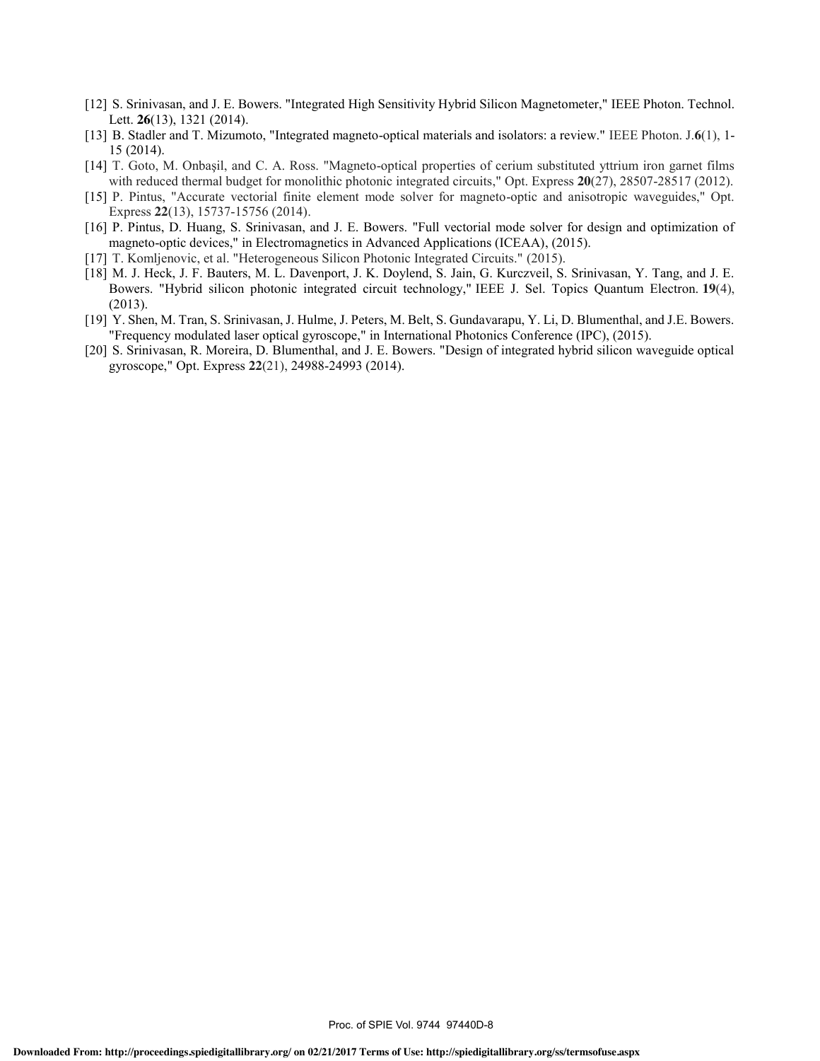[12] S. Srinivasan, and J. E. Bowers. "Integrated High Sensitivity Hybrid Silicon Magnetometer," IEEE Photon. Technol. Lett. **26**(13), 1321 (2014).

[13] B. Stadler and T. Mizumoto, "Integrated magneto-optical materials and isolators: a review." IEEE Photon. J.**6**(1), 1-15 (2014).

[14] T. Goto, M. Onbaşil, and C. A. Ross. "Magneto-optical properties of cerium substituted yttrium iron garnet films with reduced thermal budget for monolithic photonic integrated circuits," Opt. Express **20**(27), 28507-28517 (2012).

[15] P. Pintus, "Accurate vectorial finite element mode solver for magneto-optic and anisotropic waveguides," Opt. Express **22**(13), 15737-15756 (2014).

[16] P. Pintus, D. Huang, S. Srinivasan, and J. E. Bowers. "Full vectorial mode solver for design and optimization of magneto-optic devices," in Electromagnetics in Advanced Applications (ICEAA), (2015).

[17] T. Komljenovic, et al. "Heterogeneous Silicon Photonic Integrated Circuits." (2015).

[18] M. J. Heck, J. F. Bauters, M. L. Davenport, J. K. Doylend, S. Jain, G. Kurczveil, S. Srinivasan, Y. Tang, and J. E. Bowers. "Hybrid silicon photonic integrated circuit technology," IEEE J. Sel. Topics Quantum Electron. **19**(4), (2013).

[19] Y. Shen, M. Tran, S. Srinivasan, J. Hulme, J. Peters, M. Belt, S. Gundavarapu, Y. Li, D. Blumenthal, and J.E. Bowers. "Frequency modulated laser optical gyroscope," in International Photonics Conference (IPC), (2015).

[20] S. Srinivasan, R. Moreira, D. Blumenthal, and J. E. Bowers. "Design of integrated hybrid silicon waveguide optical gyroscope," Opt. Express **22**(21), 24988-24993 (2014).